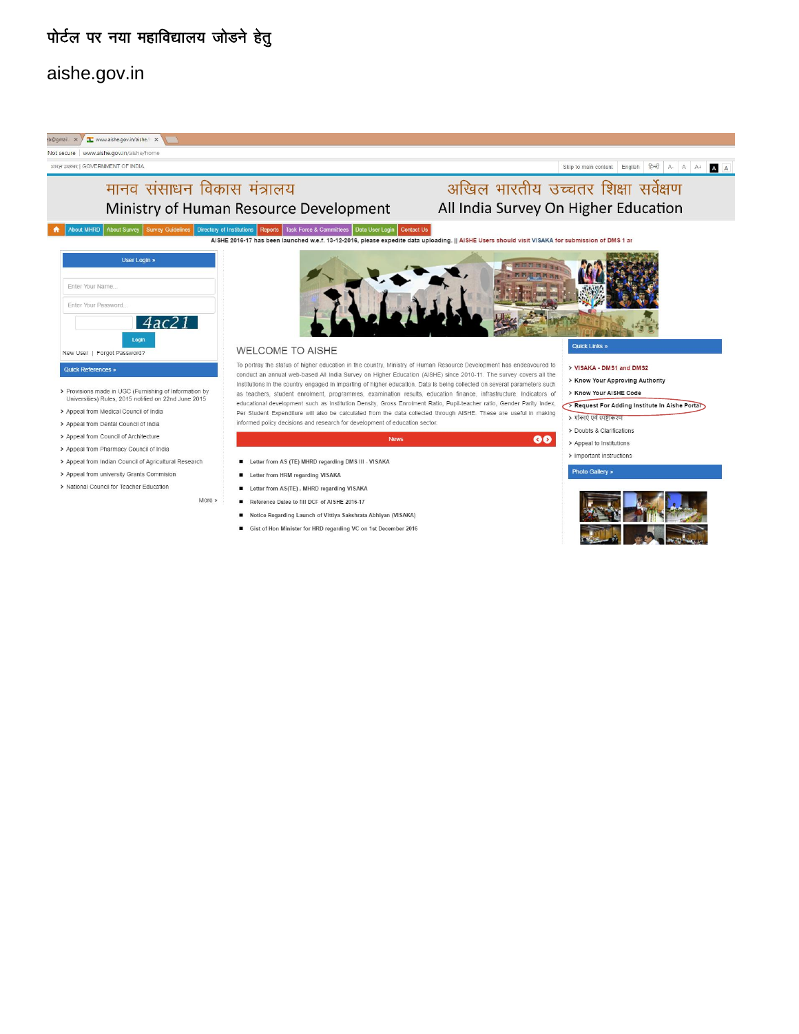# पोर्टल पर नया महाविद्यालय जोडने हेतु

aishe.gov.in

Not secure | www.aishe.gov.in/aishe/home

भारत सरकार | GOVERNMENT OF INDIA

Skip to main content | English | हिन्दी | A- | A | A+ | A | A

मानव संसाधन विकास मंत्रालय
Ministry of Human Resource Development

अखिल भारतीय उच्चतर शिक्षा सर्वेक्षण
All India Survey On Higher Education

About MHRD | About Survey | Survey Guidelines | Directory of Institutions | Reports | Task Force & Committees | Data User Login | Contact Us

AISHE 2016-17 has been launched w.e.f. 13-12-2016, please expedite data uploading. || AISHE Users should visit VISAKA for submission of DMS 1 ar

**User Login »**

Enter Your Name...

Enter Your Password...

4ac21

Login

New User | Forgot Password?

**Quick References »**

- Provisions made in UGC (Furnishing of Information by Universities) Rules, 2015 notified on 22nd June 2015
- Appeal from Medical Council of India
- Appeal from Dental Council of India
- Appeal from Council of Architecture
- Appeal from Pharmacy Council of India
- Appeal from Indian Council of Agricultural Research
- Appeal from university Grants Commision
- National Council for Teacher Education

More »

## WELCOME TO AISHE

To portray the status of higher education in the country, Ministry of Human Resource Development has endeavoured to conduct an annual web-based All India Survey on Higher Education (AISHE) since 2010-11. The survey covers all the Institutions in the country engaged in imparting of higher education. Data is being collected on several parameters such as teachers, student enrolment, programmes, examination results, education finance, infrastructure. Indicators of educational development such as Institution Density, Gross Enrolment Ratio, Pupil-teacher ratio, Gender Parity Index, Per Student Expenditure will also be calculated from the data collected through AISHE. These are useful in making informed policy decisions and research for development of education sector.

**News**

- Letter from AS (TE) MHRD regarding DMS III - VISAKA
- Letter from HRM regarding VISAKA
- Letter from AS(TE), MHRD regarding VISAKA
- Reference Dates to fill DCF of AISHE 2016-17
- Notice Regarding Launch of Vittiya Sakshrata Abhiyan (VISAKA)
- Gist of Hon Minister for HRD regarding VC on 1st December 2016

**Quick Links »**

- VISAKA - DMS1 and DMS2
- Know Your Approving Authority
- Know Your AISHE Code
- Request For Adding Institute In Aishe Portal
- शंकाएं एवं स्पष्टीकरण
- Doubts & Clarifications
- Appeal to Institutions
- Important Instructions

**Photo Gallery »**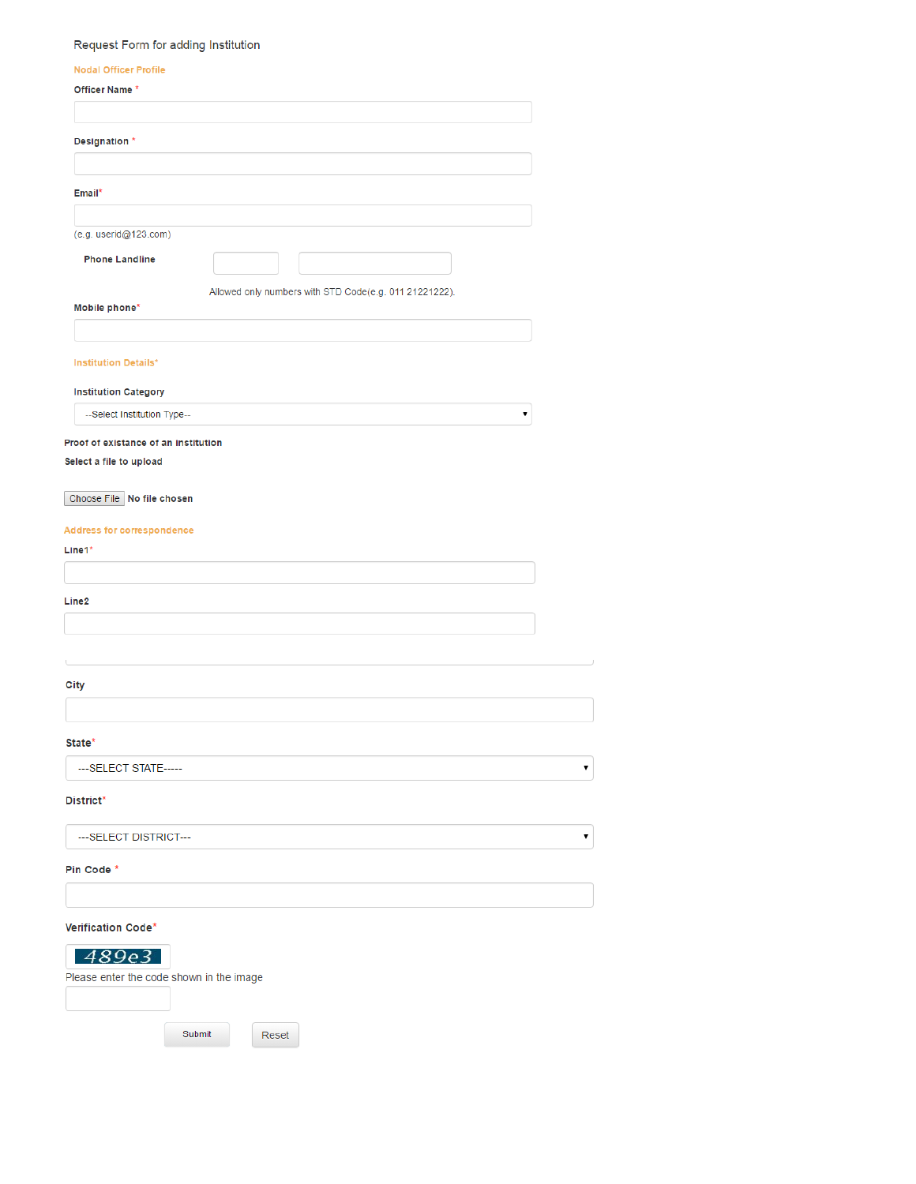Request Form for adding Institution

**Nodal Officer Profile**

**Officer Name** *

**Designation** *

**Email***

(e.g. userid@123.com)

**Phone Landline**

Allowed only numbers with STD Code(e.g. 011 21221222).

**Mobile phone***

**Institution Details***

**Institution Category**

--Select Institution Type--

**Proof of existance of an institution**

**Select a file to upload**

Choose File No file chosen

**Address for correspondence**

**Line1***

**Line2**

**City**

**State***

---SELECT STATE-----

**District***

---SELECT DISTRICT---

**Pin Code** *

**Verification Code***

489e3

Please enter the code shown in the image

Submit Reset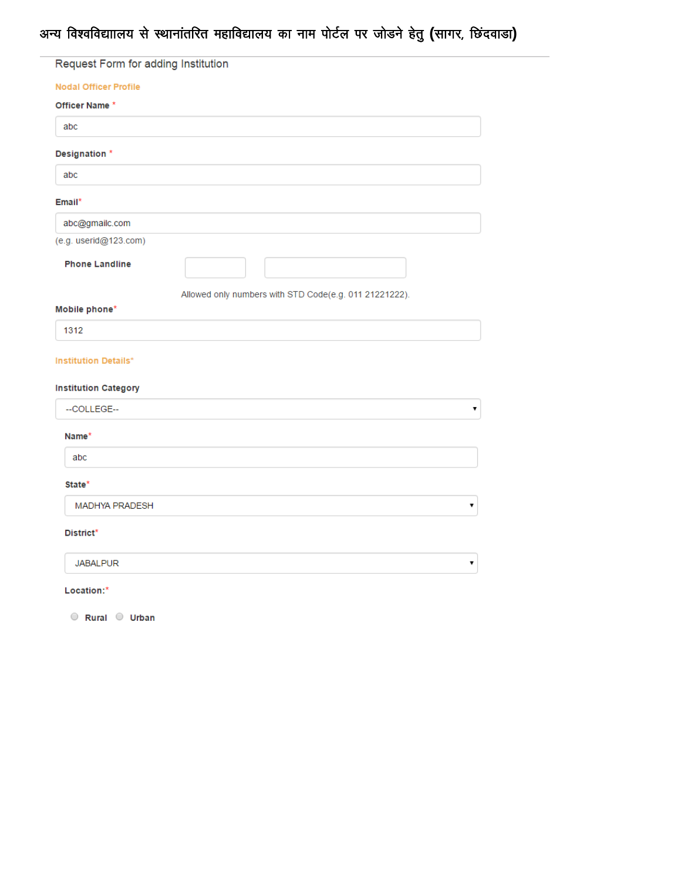# अन्य विश्वविद्यालय से स्थानांतरित महाविद्यालय का नाम पोर्टल पर जोडने हेतु (सागर, छिंदवाडा)

---

Request Form for adding Institution

**Nodal Officer Profile**

**Officer Name** *

abc

**Designation** *

abc

**Email***

abc@gmailc.com

(e.g. userid@123.com)

**Phone Landline**

Allowed only numbers with STD Code(e.g. 011 21221222).

**Mobile phone***

1312

**Institution Details***

**Institution Category**

--COLLEGE--

**Name***

abc

**State***

MADHYA PRADESH

**District***

JABALPUR

**Location:***

Rural  Urban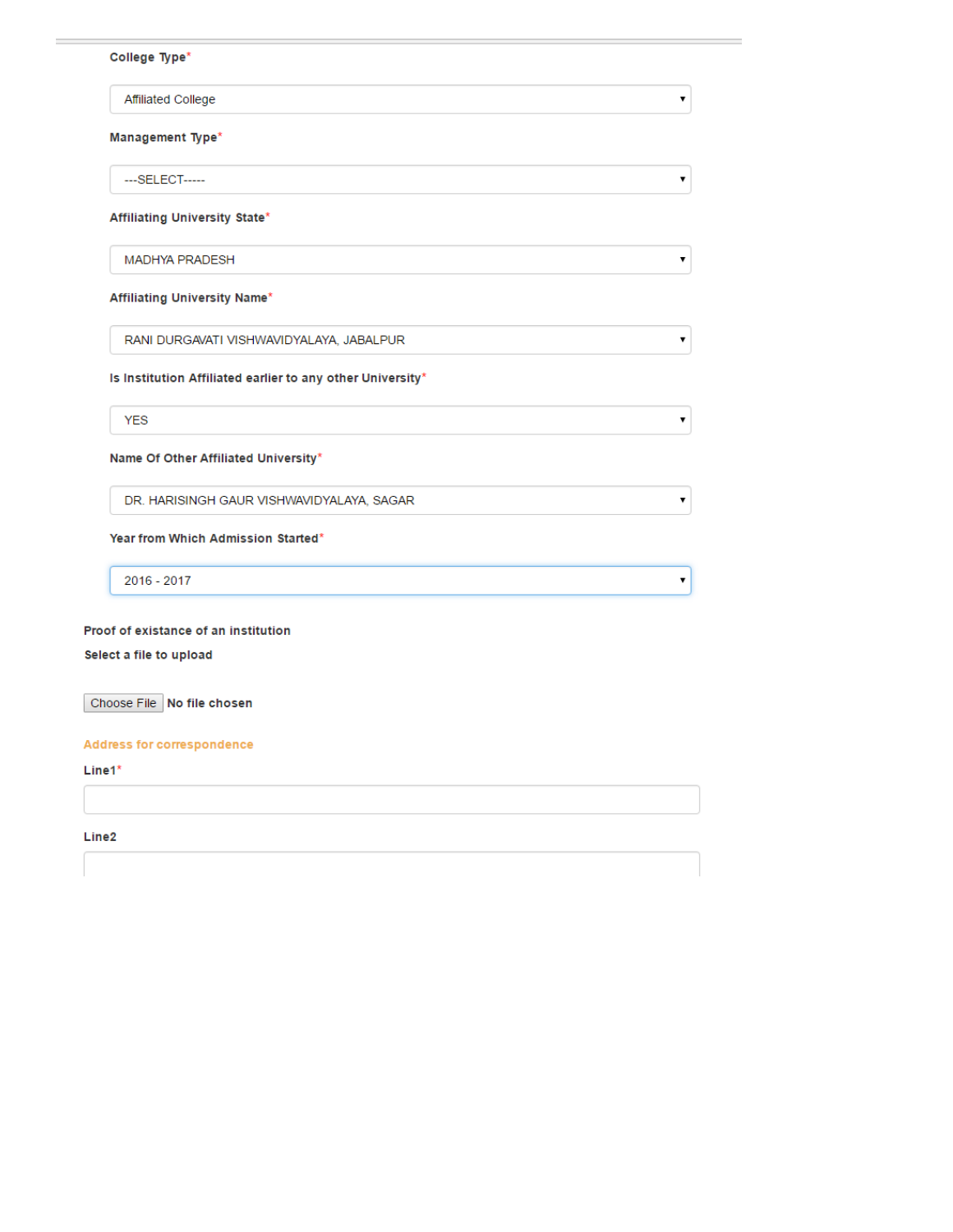**College Type***

Affiliated College

**Management Type***

---SELECT-----

**Affiliating University State***

MADHYA PRADESH

**Affiliating University Name***

RANI DURGAVATI VISHWAVIDYALAYA, JABALPUR

**Is Institution Affiliated earlier to any other University***

YES

**Name Of Other Affiliated University***

DR. HARISINGH GAUR VISHWAVIDYALAYA, SAGAR

**Year from Which Admission Started***

2016 - 2017

**Proof of existance of an institution**

**Select a file to upload**

Choose File **No file chosen**

**Address for correspondence**

**Line1***

**Line2**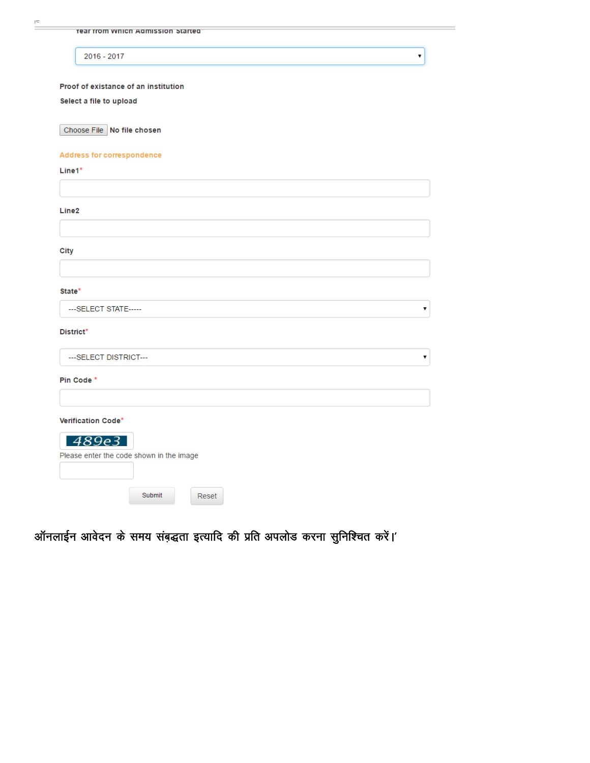Year from which Admission Started

2016 - 2017

Proof of existance of an institution

Select a file to upload

Choose File No file chosen

Address for correspondence

Line1*

Line2

City

State*

---SELECT STATE-----

District*

---SELECT DISTRICT---

Pin Code *

Verification Code*

489e3

Please enter the code shown in the image

Submit Reset

ऑनलाईन आवेदन के समय संबद्धता इत्यादि की प्रति अपलोड करना सुनिश्चित करें।'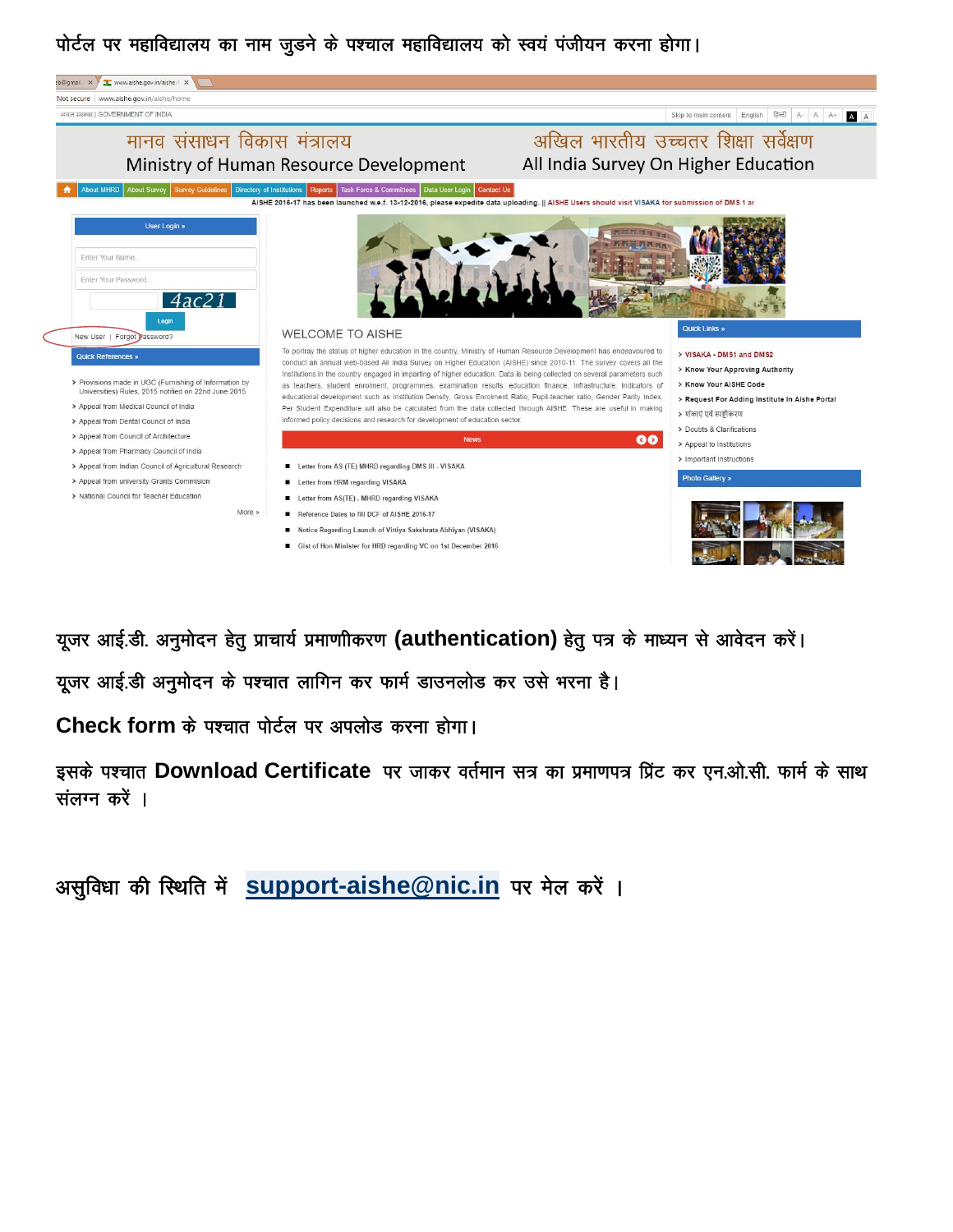पोर्टल पर महाविद्यालय का नाम जुडने के पश्चाल महाविद्यालय को स्वयं पंजीयन करना होगा।

यूजर आई.डी. अनुमोदन हेतु प्राचार्य प्रमाणीकरण **(authentication)** हेतु पत्र के माध्यन से आवेदन करें।

यूजर आई.डी अनुमोदन के पश्चात लागिन कर फार्म डाउनलोड कर उसे भरना है।

**Check form** के पश्चात पोर्टल पर अपलोड करना होगा।

इसके पश्चात **Download Certificate** पर जाकर वर्तमान सत्र का प्रमाणपत्र प्रिंट कर एन.ओ.सी. फार्म के साथ संलग्न करें ।

असुविधा की स्थिति में **support-aishe@nic.in** पर मेल करें ।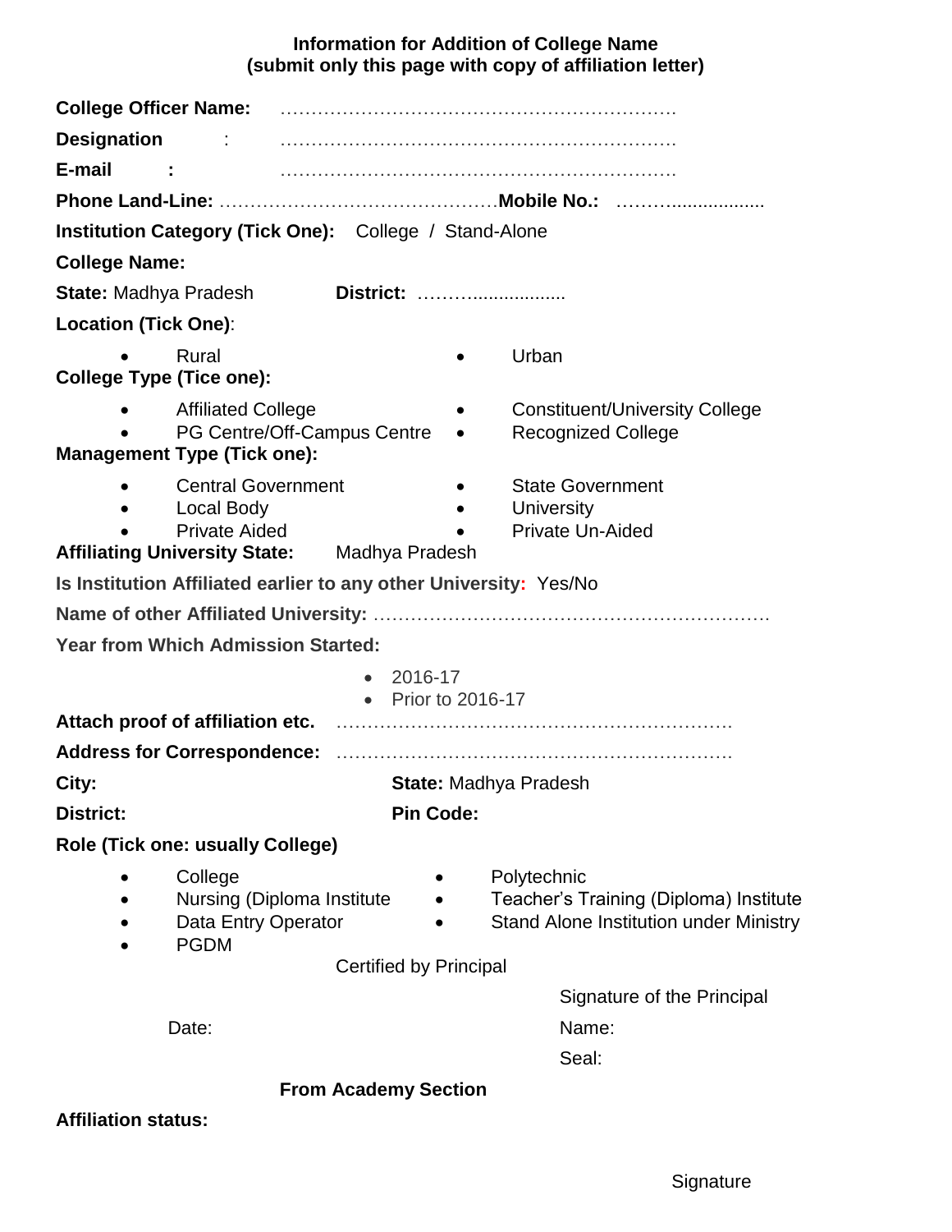**Information for Addition of College Name**
**(submit only this page with copy of affiliation letter)**

**College Officer Name:** ……………………………………………………….

**Designation** : ……………………………………………………….

**E-mail** : ……………………………………………………….

**Phone Land-Line:** ………………………………………**Mobile No.:** ………..................

**Institution Category (Tick One):** College / Stand-Alone

**College Name:**

**State:** Madhya Pradesh **District:** ………..................

**Location (Tick One)**:

- Rural
- Urban

**College Type (Tice one):**

- Affiliated College
- Constituent/University College
- PG Centre/Off-Campus Centre
- Recognized College

**Management Type (Tick one):**

- Central Government
- State Government
- Local Body
- University
- Private Aided
- Private Un-Aided

**Affiliating University State:** Madhya Pradesh

**Is Institution Affiliated earlier to any other University:** Yes/No

**Name of other Affiliated University:** ……………………………………………………….

**Year from Which Admission Started:**

- 2016-17
- Prior to 2016-17

**Attach proof of affiliation etc.** ……………………………………………………….

**Address for Correspondence:** ……………………………………………………….

**City:** **State:** Madhya Pradesh

**District:** **Pin Code:**

**Role (Tick one: usually College)**

- College
- Polytechnic
- Nursing (Diploma Institute
- Teacher's Training (Diploma) Institute
- Data Entry Operator
- Stand Alone Institution under Ministry
- PGDM

Certified by Principal

Signature of the Principal

Date: Name:

Seal:

**From Academy Section**

**Affiliation status:**

Signature